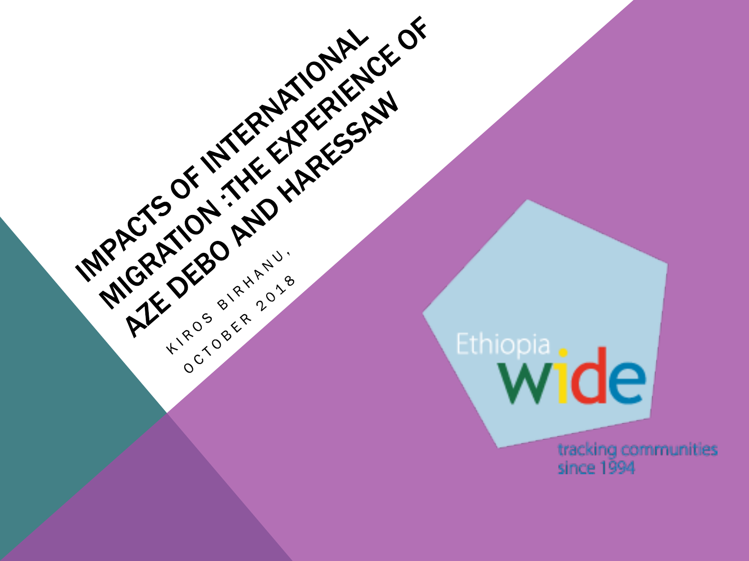# IMPACTS OF INTERNATIONAL MIGRATION :THE EXPERIENCE OF AZE DEBO AND HARESSAW

KIROS BIRHANU,

OCTOBER 2018

Ethiopia wide

tracking communities since 1994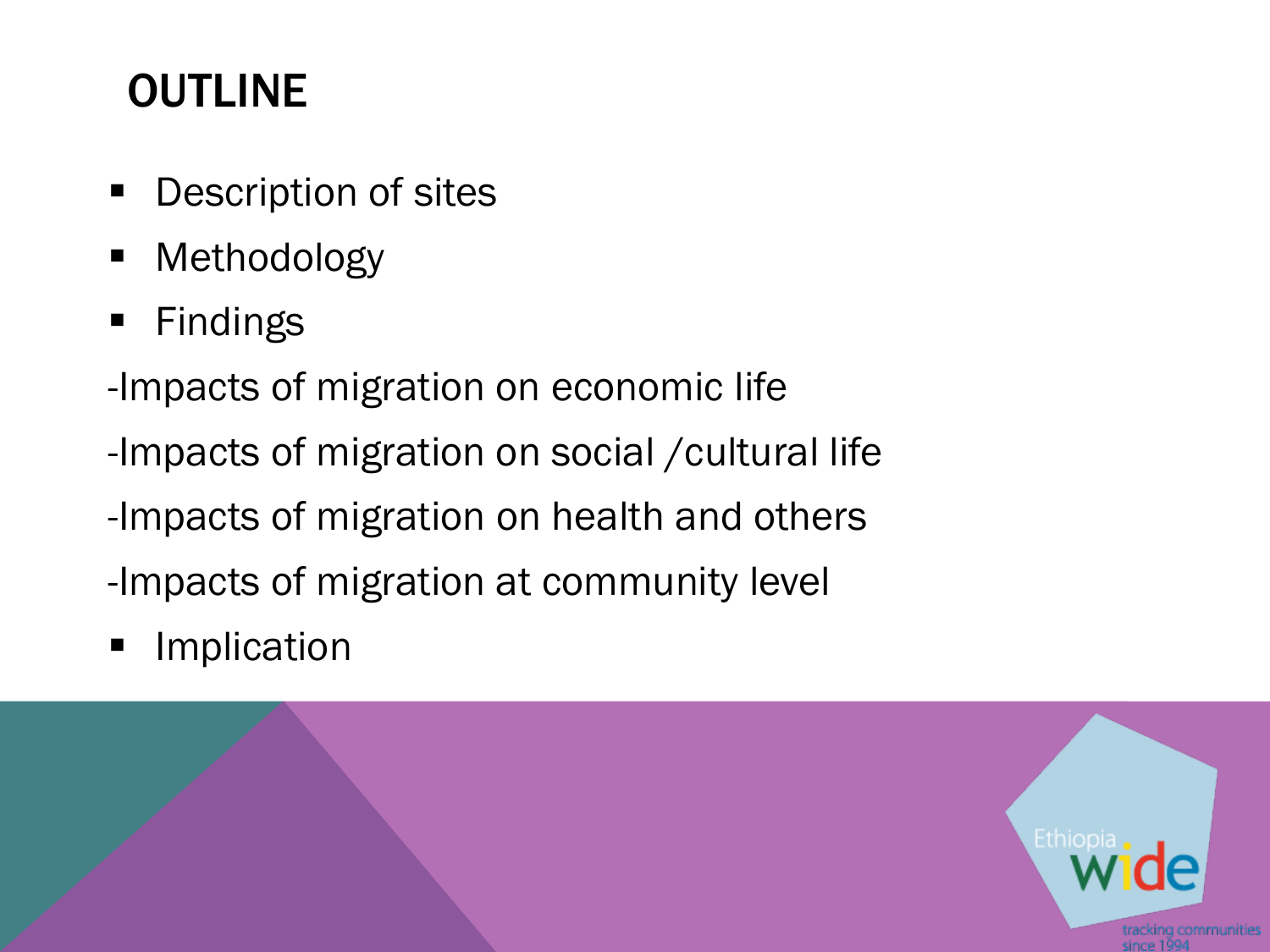# OUTLINE

- Description of sites
- Methodology
- Findings

-Impacts of migration on economic life

-Impacts of migration on social /cultural life

-Impacts of migration on health and others

-Impacts of migration at community level

- Implication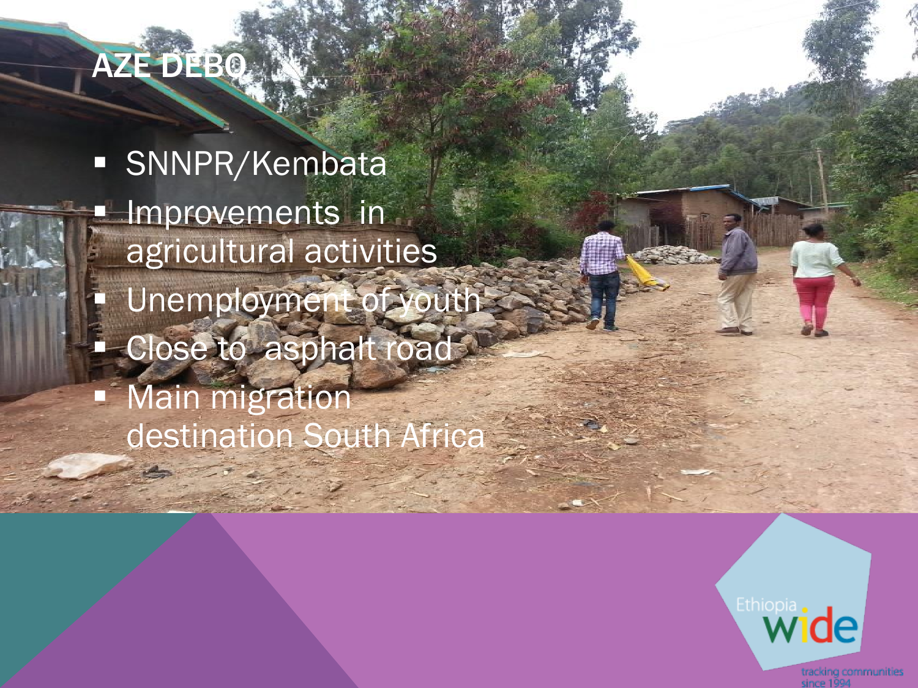# AZE DEBO

- SNNPR/Kembata
- Improvements in agricultural activities
- Unemployment of youth
- Close to asphalt road
- Main migration destination South Africa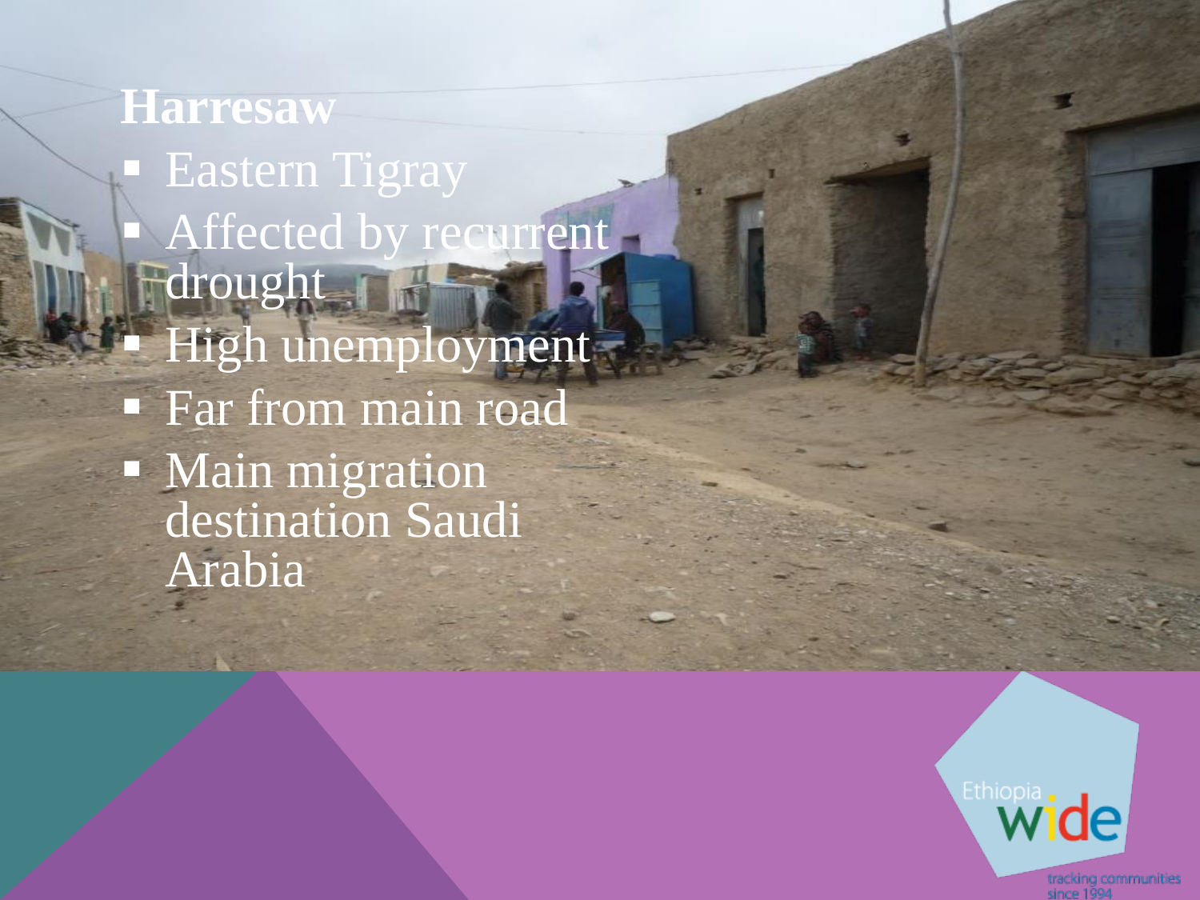## Harresaw

- Eastern Tigray
- Affected by recurrent drought
- High unemployment
- Far from main road
- Main migration destination Saudi Arabia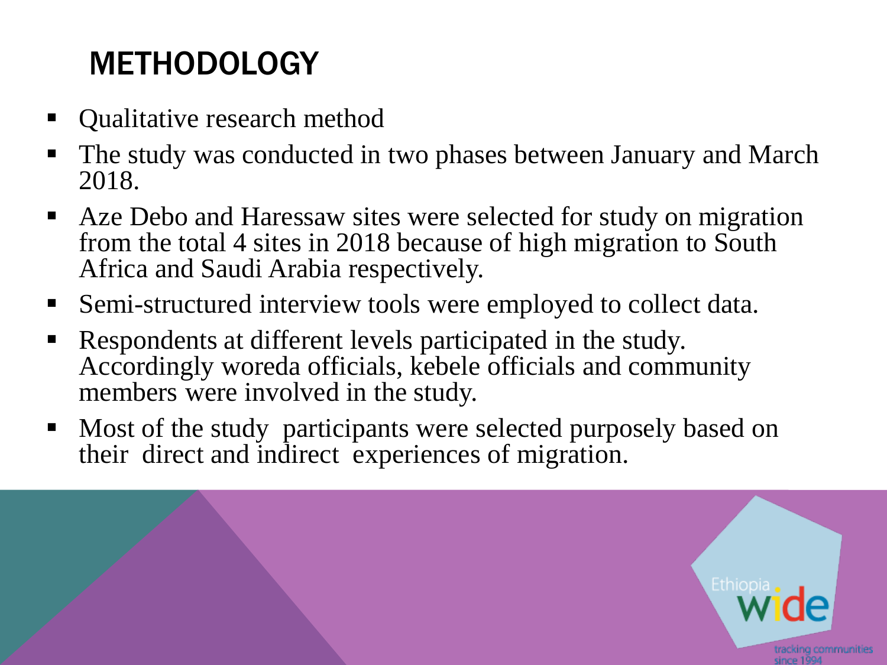# METHODOLOGY

- Qualitative research method
- The study was conducted in two phases between January and March 2018.
- Aze Debo and Haressaw sites were selected for study on migration from the total 4 sites in 2018 because of high migration to South Africa and Saudi Arabia respectively.
- Semi-structured interview tools were employed to collect data.
- Respondents at different levels participated in the study. Accordingly woreda officials, kebele officials and community members were involved in the study.
- Most of the study participants were selected purposely based on their direct and indirect experiences of migration.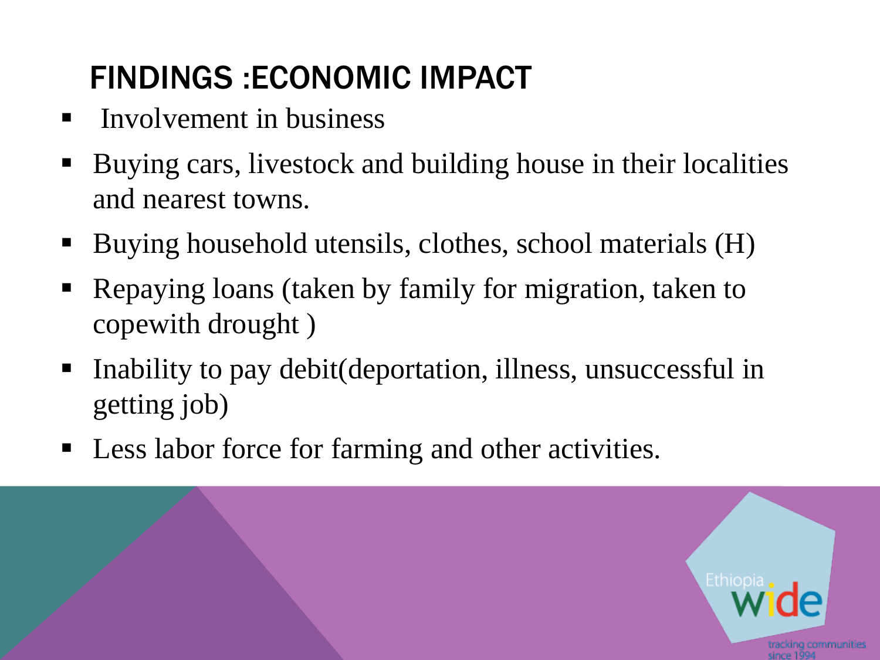# FINDINGS :ECONOMIC IMPACT

- Involvement in business
- Buying cars, livestock and building house in their localities and nearest towns.
- Buying household utensils, clothes, school materials (H)
- Repaying loans (taken by family for migration, taken to copewith drought )
- Inability to pay debit(deportation, illness, unsuccessful in getting job)
- Less labor force for farming and other activities.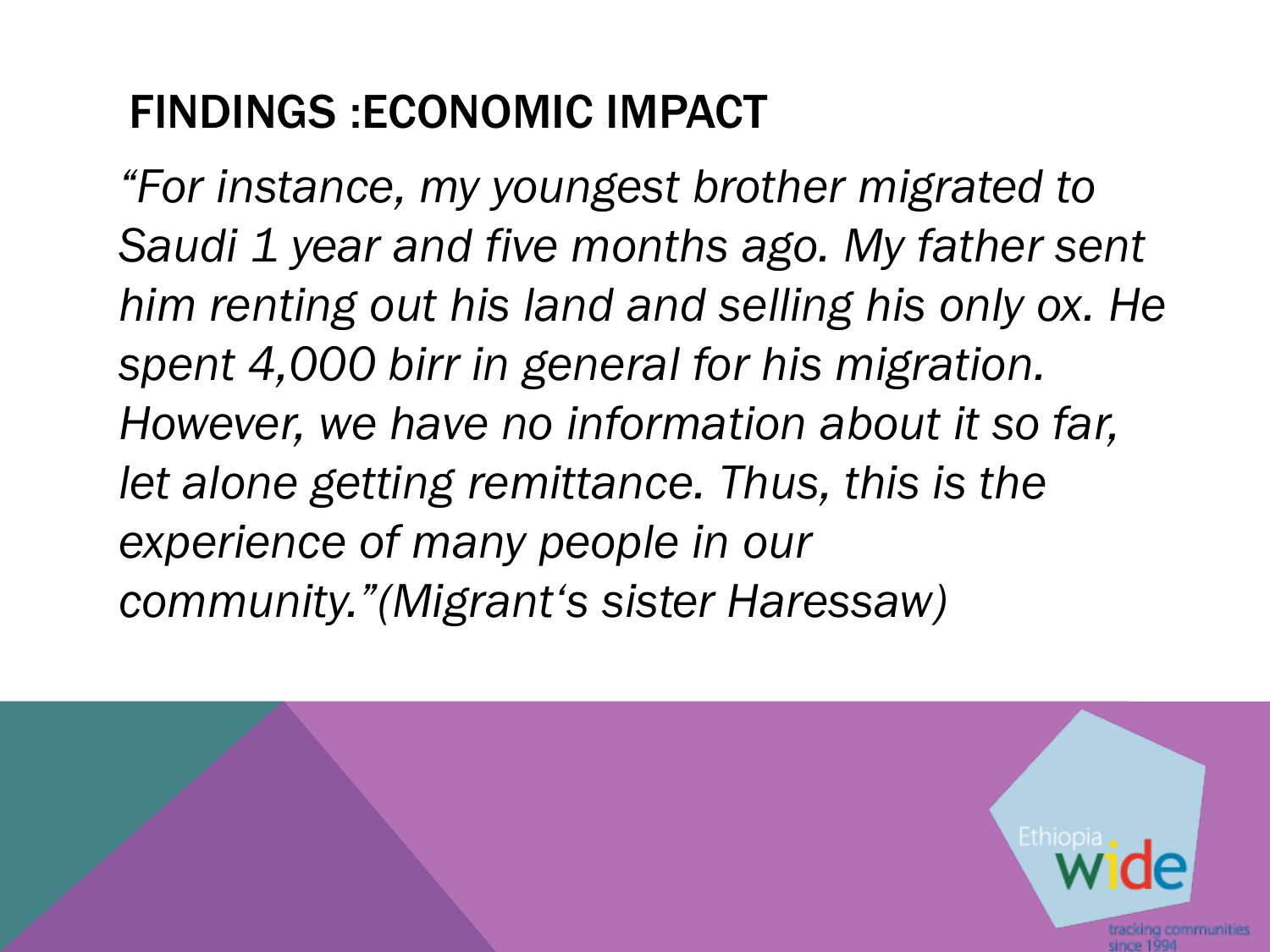# FINDINGS :ECONOMIC IMPACT

*"For instance, my youngest brother migrated to Saudi 1 year and five months ago. My father sent him renting out his land and selling his only ox. He spent 4,000 birr in general for his migration. However, we have no information about it so far, let alone getting remittance. Thus, this is the experience of many people in our community."(Migrant's sister Haressaw)*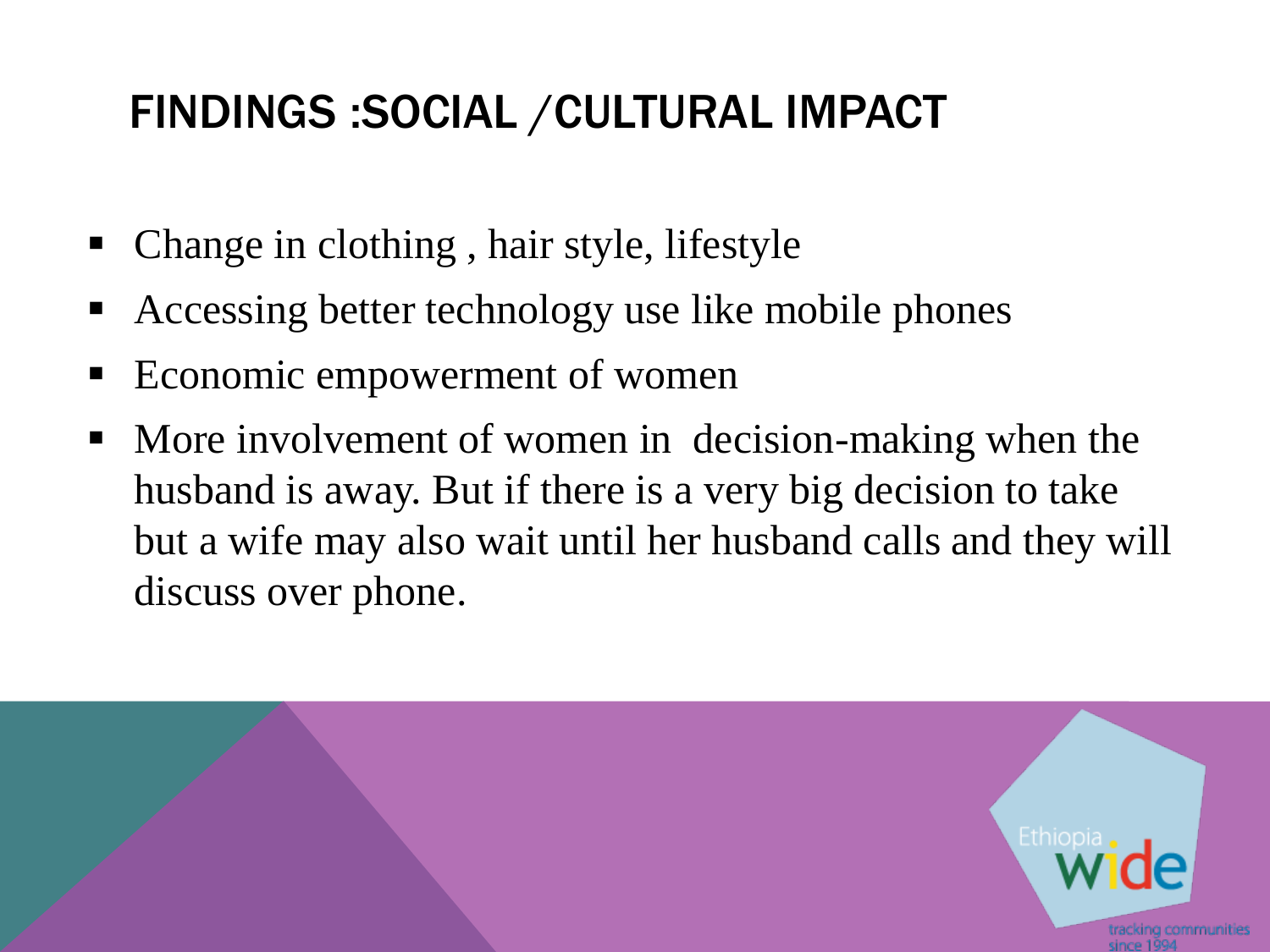# FINDINGS :SOCIAL /CULTURAL IMPACT

- Change in clothing , hair style, lifestyle
- Accessing better technology use like mobile phones
- Economic empowerment of women
- More involvement of women in decision-making when the husband is away. But if there is a very big decision to take but a wife may also wait until her husband calls and they will discuss over phone.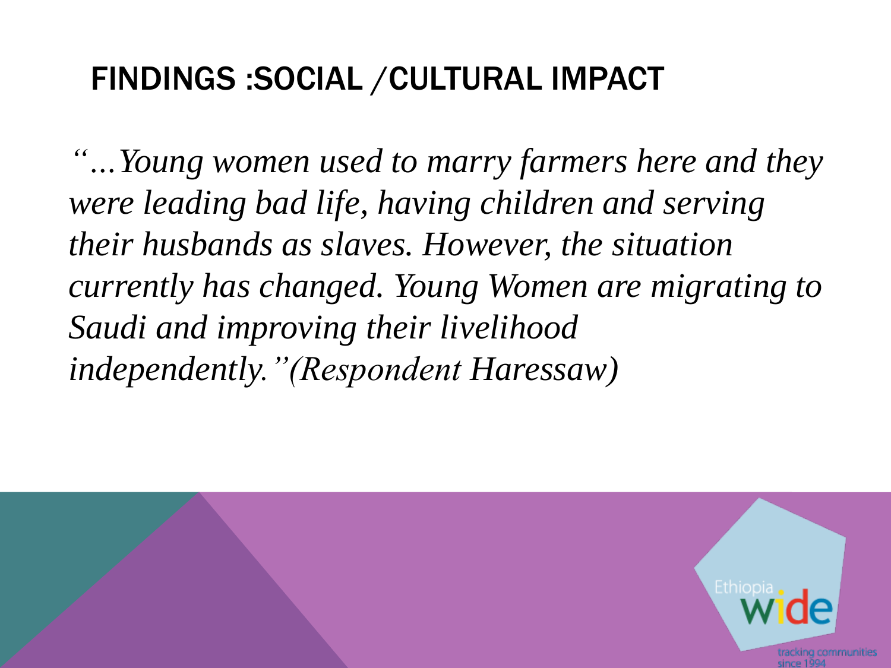# FINDINGS :SOCIAL /CULTURAL IMPACT

*"…Young women used to marry farmers here and they were leading bad life, having children and serving their husbands as slaves. However, the situation currently has changed. Young Women are migrating to Saudi and improving their livelihood independently."(Respondent Haressaw)*

Ethiopia wide

tracking communities since 1994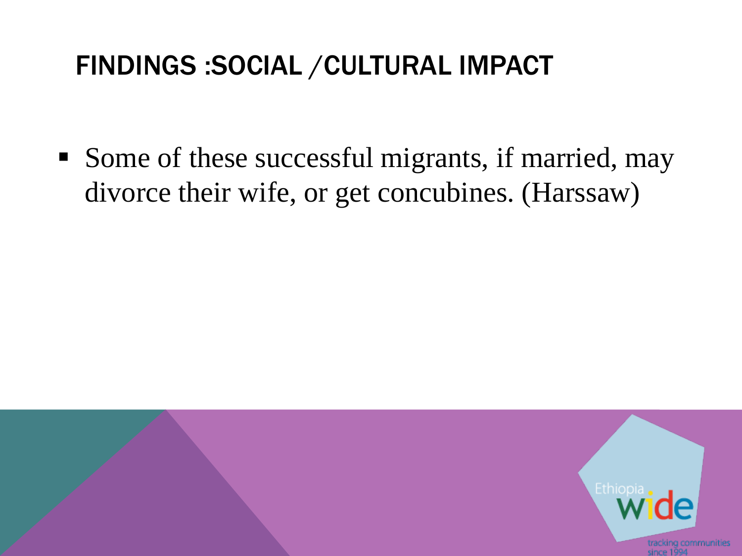# FINDINGS :SOCIAL /CULTURAL IMPACT

- Some of these successful migrants, if married, may divorce their wife, or get concubines. (Harssaw)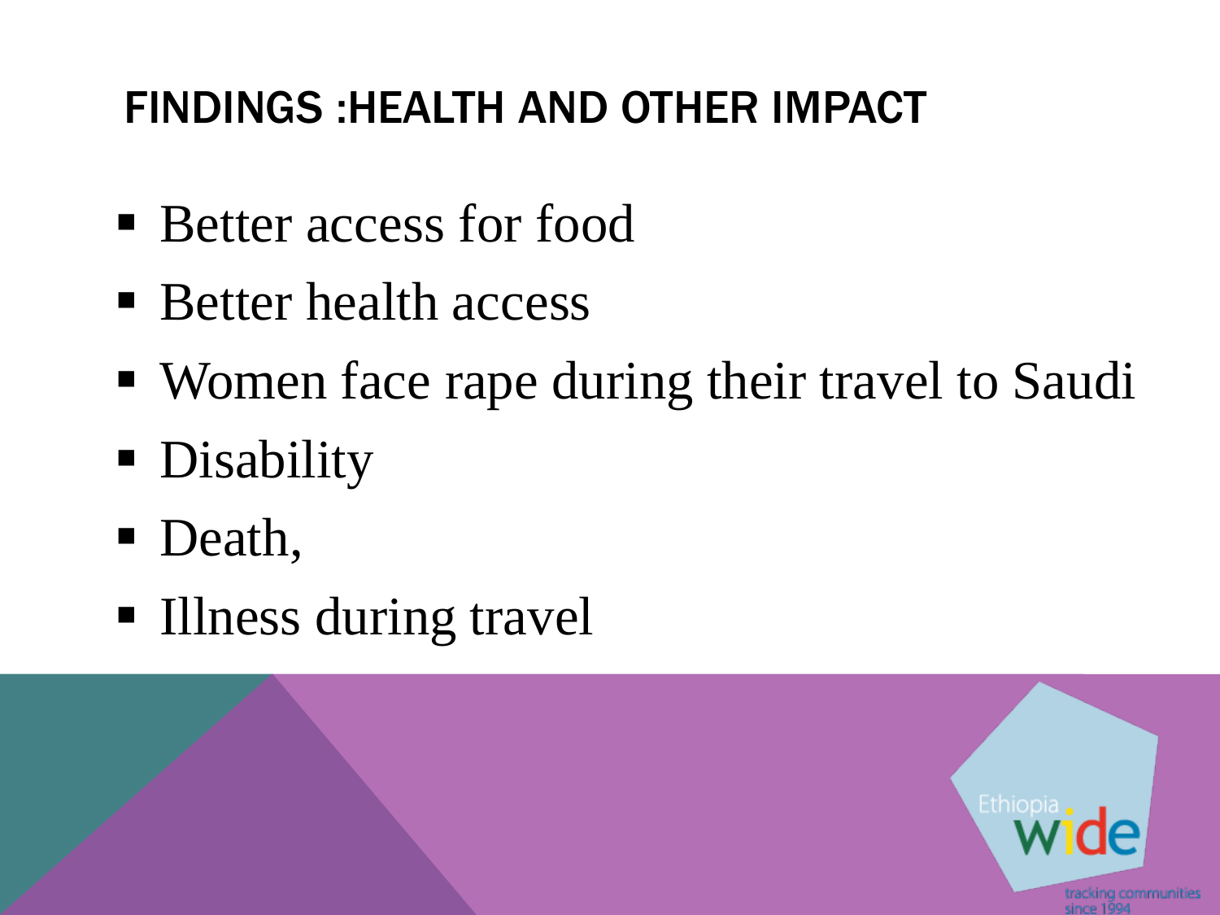## FINDINGS :HEALTH AND OTHER IMPACT

- Better access for food
- Better health access
- Women face rape during their travel to Saudi
- Disability
- Death,
- Illness during travel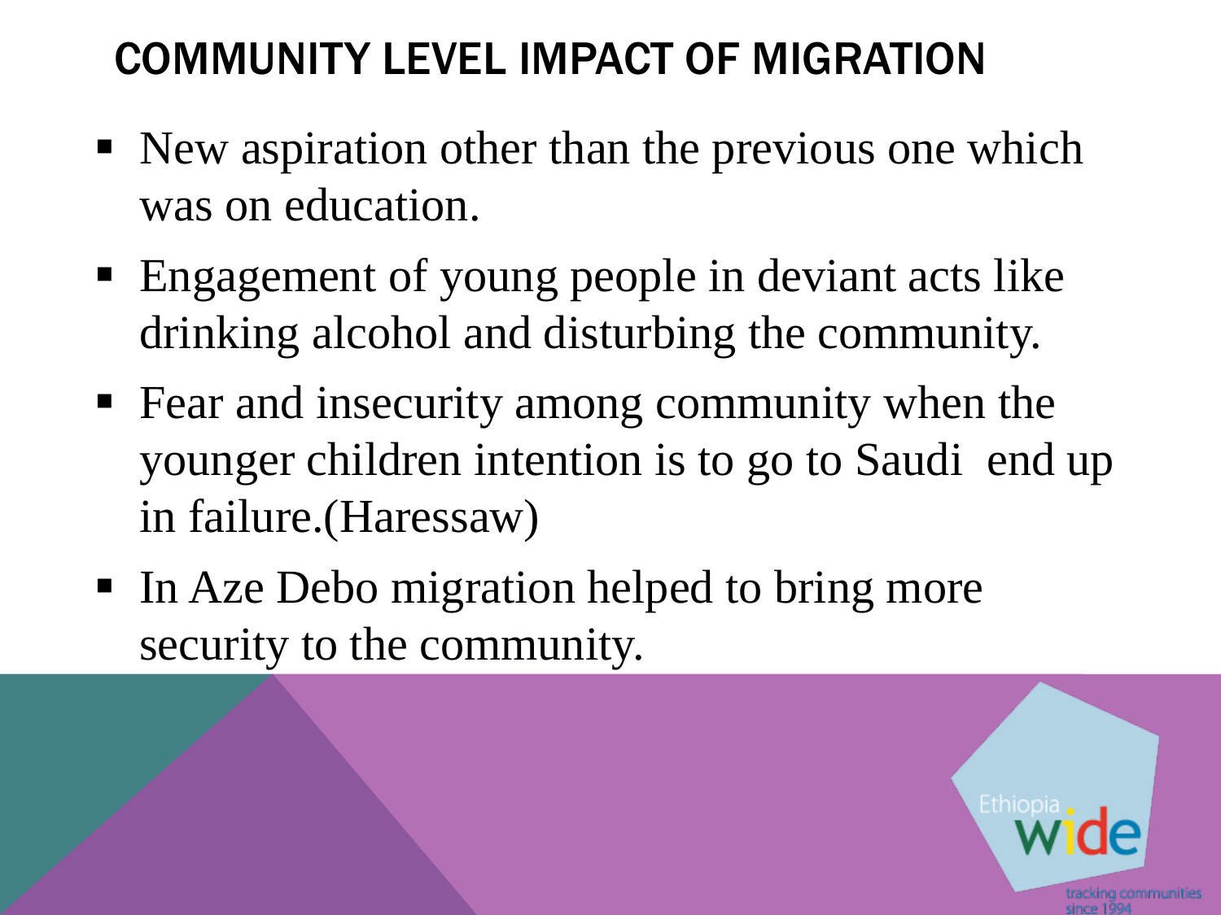# COMMUNITY LEVEL IMPACT OF MIGRATION

- New aspiration other than the previous one which was on education.
- Engagement of young people in deviant acts like drinking alcohol and disturbing the community.
- Fear and insecurity among community when the younger children intention is to go to Saudi end up in failure.(Haressaw)
- In Aze Debo migration helped to bring more security to the community.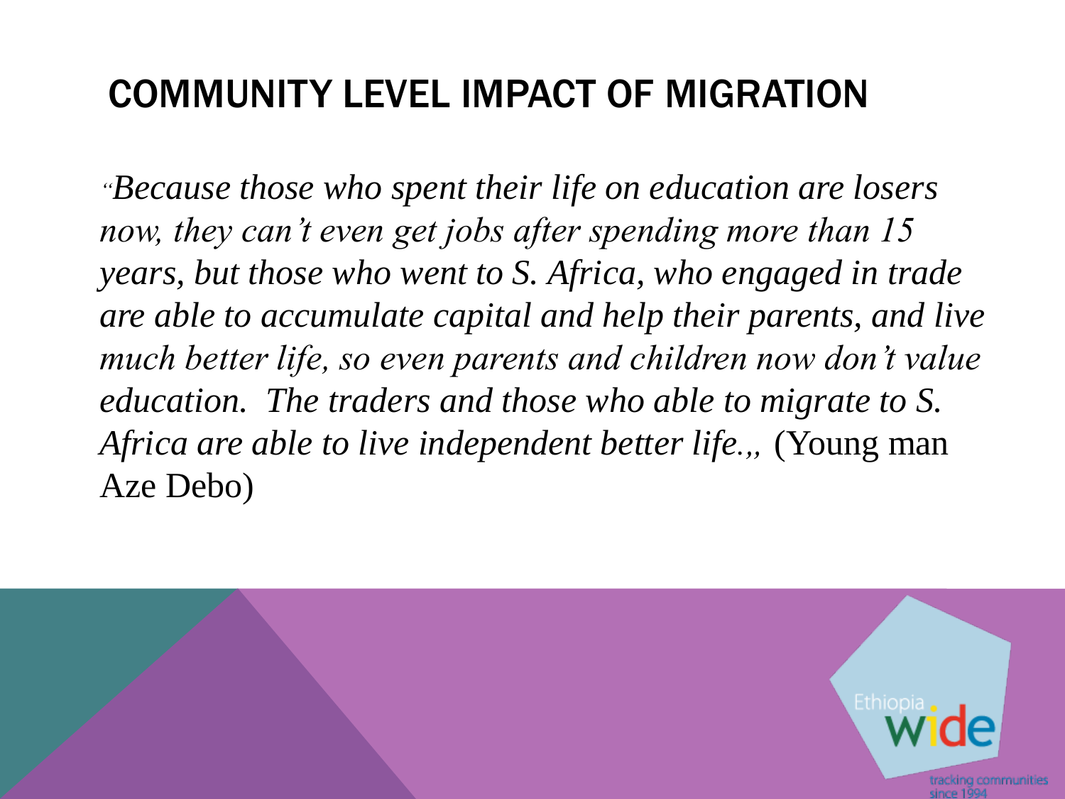# COMMUNITY LEVEL IMPACT OF MIGRATION

"*Because those who spent their life on education are losers now, they can't even get jobs after spending more than 15 years, but those who went to S. Africa, who engaged in trade are able to accumulate capital and help their parents, and live much better life, so even parents and children now don't value education. The traders and those who able to migrate to S. Africa are able to live independent better life.,,* (Young man Aze Debo)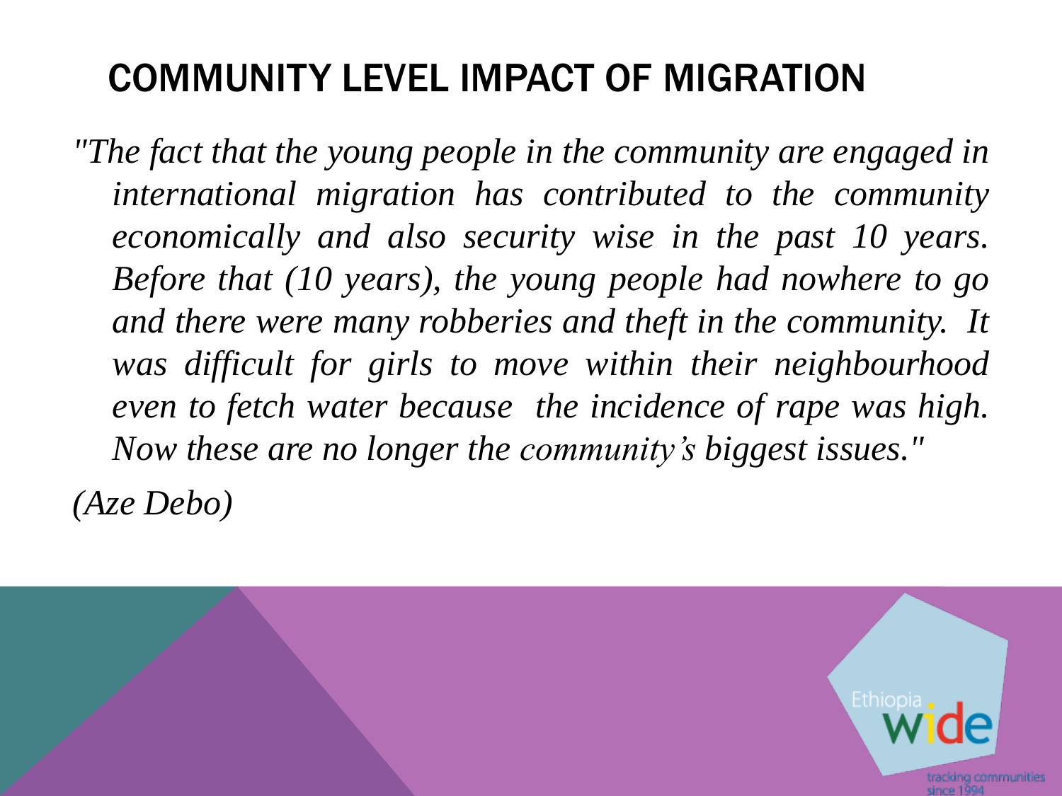# COMMUNITY LEVEL IMPACT OF MIGRATION

*"The fact that the young people in the community are engaged in international migration has contributed to the community economically and also security wise in the past 10 years. Before that (10 years), the young people had nowhere to go and there were many robberies and theft in the community. It was difficult for girls to move within their neighbourhood even to fetch water because the incidence of rape was high. Now these are no longer the community's biggest issues."*

*(Aze Debo)*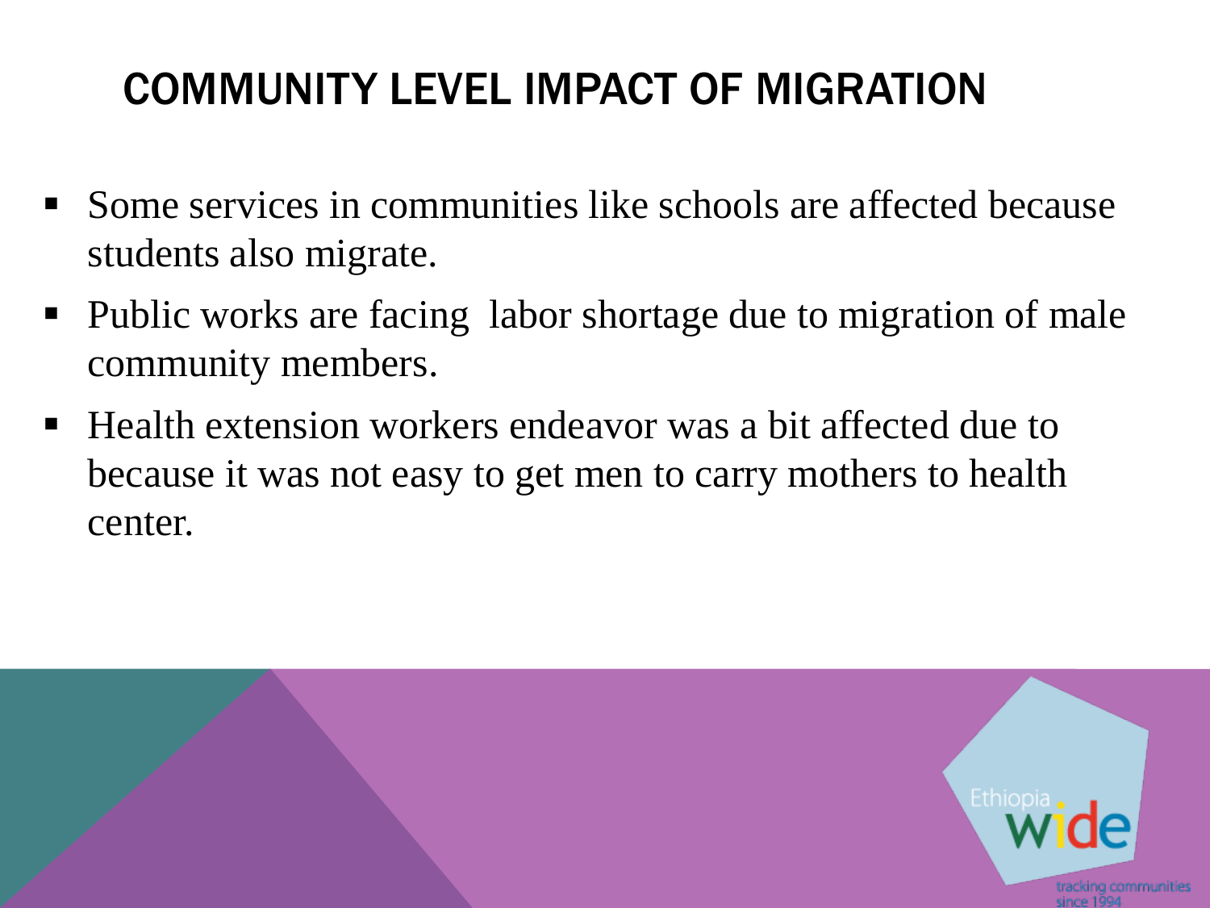# COMMUNITY LEVEL IMPACT OF MIGRATION

- Some services in communities like schools are affected because students also migrate.
- Public works are facing labor shortage due to migration of male community members.
- Health extension workers endeavor was a bit affected due to because it was not easy to get men to carry mothers to health center.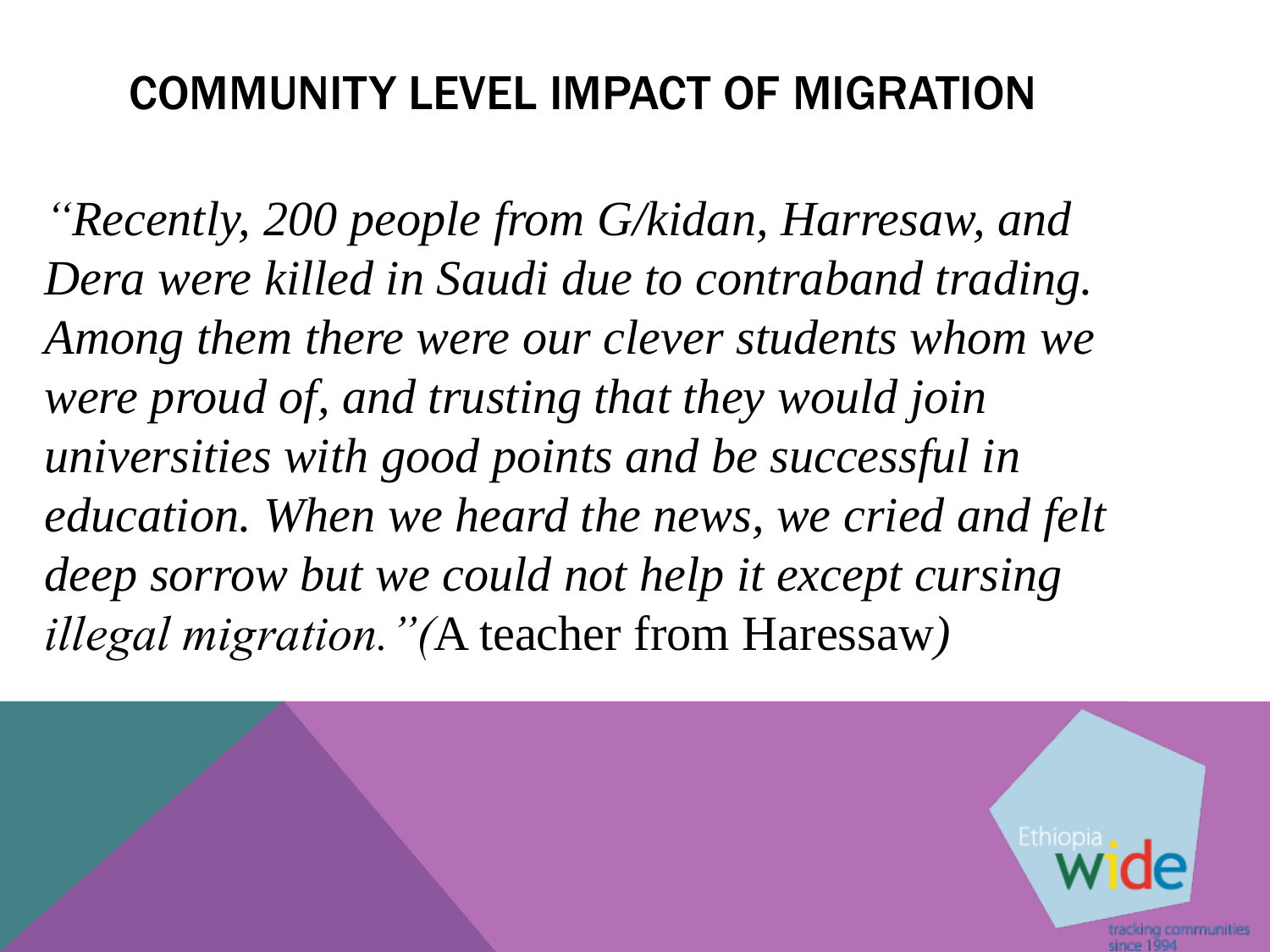# COMMUNITY LEVEL IMPACT OF MIGRATION

*"Recently, 200 people from G/kidan, Harresaw, and Dera were killed in Saudi due to contraband trading. Among them there were our clever students whom we were proud of, and trusting that they would join universities with good points and be successful in education. When we heard the news, we cried and felt deep sorrow but we could not help it except cursing illegal migration."(*A teacher from Haressaw*)*

Ethiopia wide

tracking communities since 1994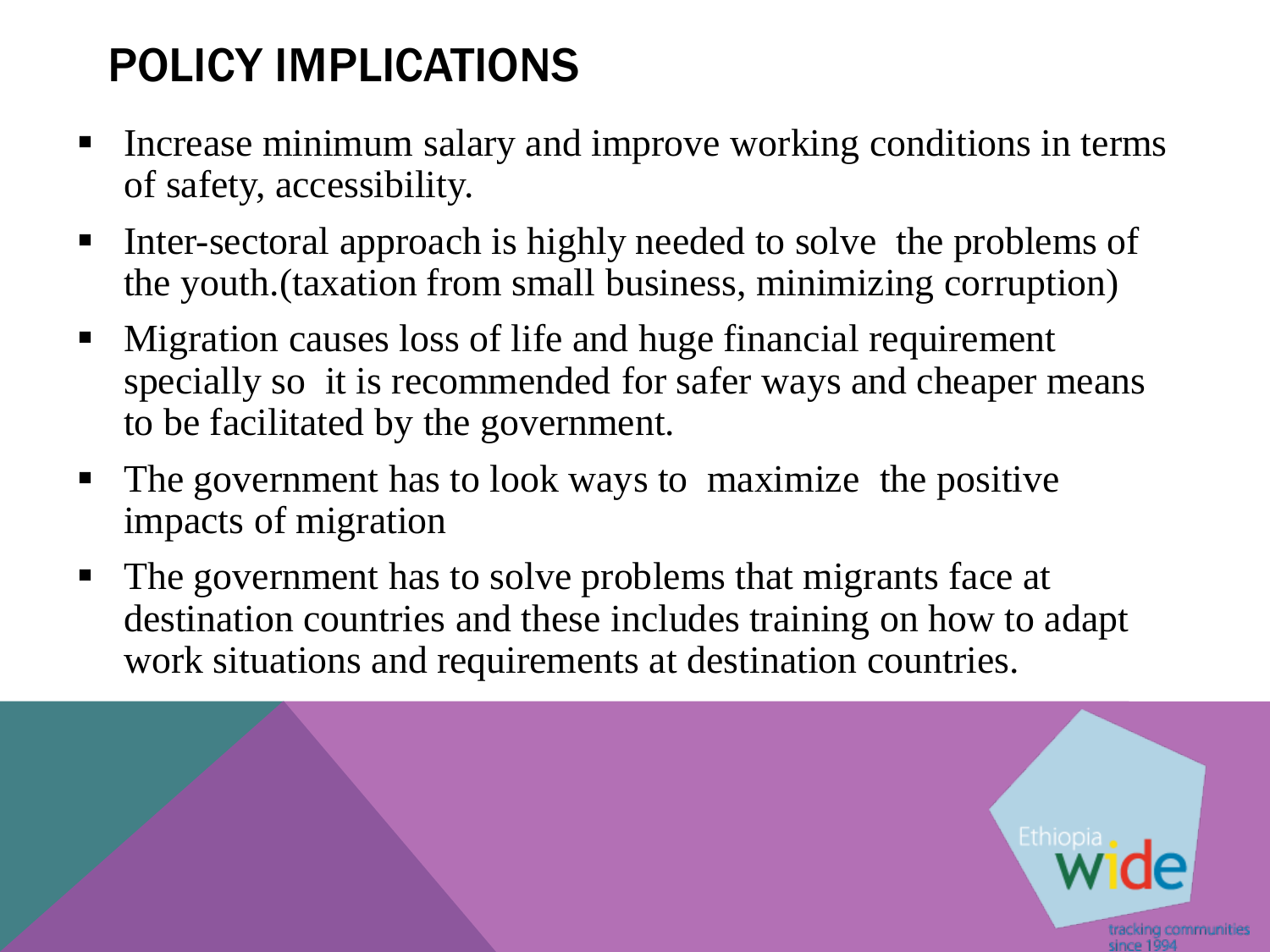# POLICY IMPLICATIONS

- Increase minimum salary and improve working conditions in terms of safety, accessibility.
- Inter-sectoral approach is highly needed to solve the problems of the youth.(taxation from small business, minimizing corruption)
- Migration causes loss of life and huge financial requirement specially so it is recommended for safer ways and cheaper means to be facilitated by the government.
- The government has to look ways to maximize the positive impacts of migration
- The government has to solve problems that migrants face at destination countries and these includes training on how to adapt work situations and requirements at destination countries.

Ethiopia wide

tracking communities since 1994